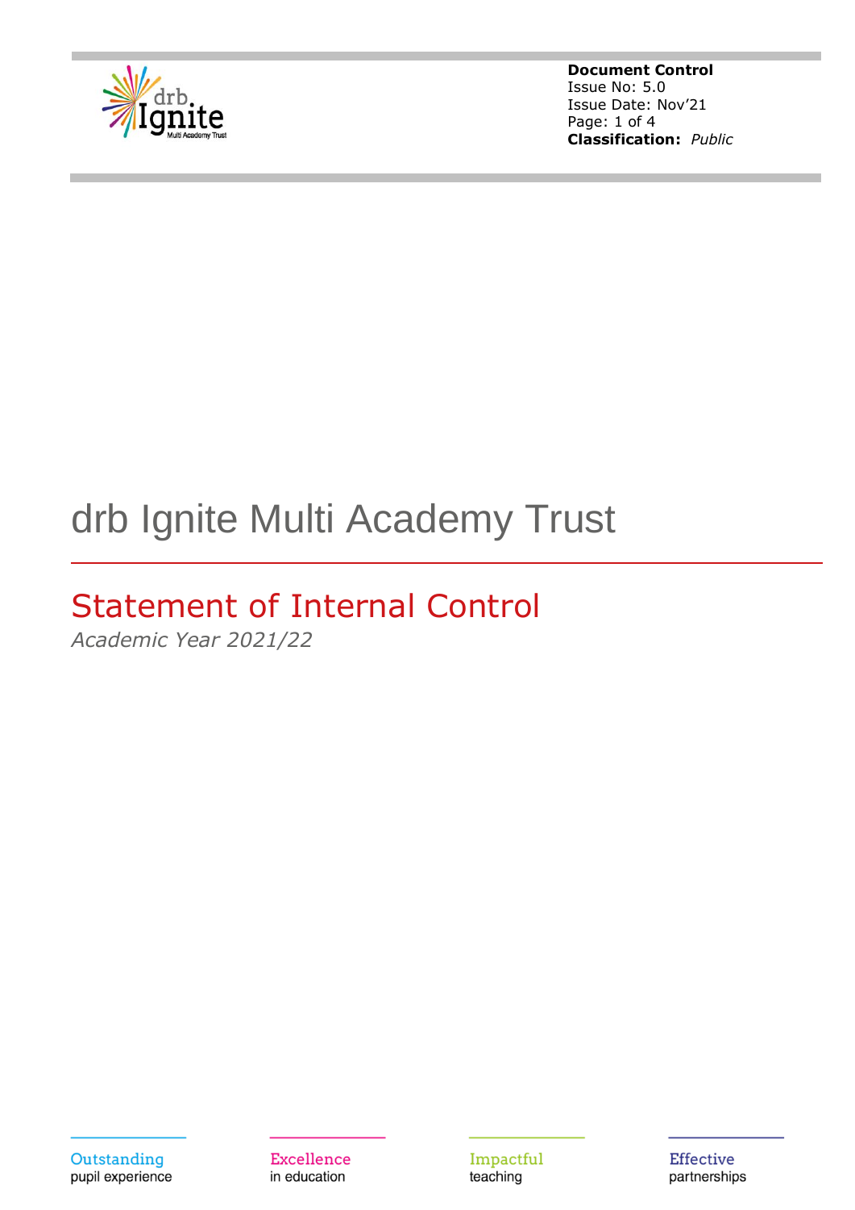**Document Control**
Issue No: 5.0
Issue Date: Nov'21
**Classification:** *Public*

# drb Ignite Multi Academy Trust

## Statement of Internal Control

*Academic Year 2021/22*

Outstanding pupil experience

Excellence in education

Impactful teaching

Effective partnerships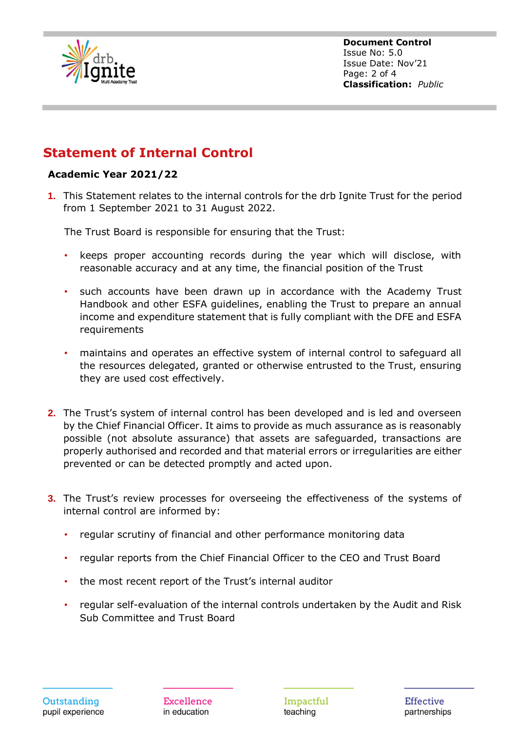## Statement of Internal Control

**Academic Year 2021/22**

1. This Statement relates to the internal controls for the drb Ignite Trust for the period from 1 September 2021 to 31 August 2022.

   The Trust Board is responsible for ensuring that the Trust:

   - keeps proper accounting records during the year which will disclose, with reasonable accuracy and at any time, the financial position of the Trust
   - such accounts have been drawn up in accordance with the Academy Trust Handbook and other ESFA guidelines, enabling the Trust to prepare an annual income and expenditure statement that is fully compliant with the DFE and ESFA requirements
   - maintains and operates an effective system of internal control to safeguard all the resources delegated, granted or otherwise entrusted to the Trust, ensuring they are used cost effectively.

2. The Trust's system of internal control has been developed and is led and overseen by the Chief Financial Officer. It aims to provide as much assurance as is reasonably possible (not absolute assurance) that assets are safeguarded, transactions are properly authorised and recorded and that material errors or irregularities are either prevented or can be detected promptly and acted upon.

3. The Trust's review processes for overseeing the effectiveness of the systems of internal control are informed by:

   - regular scrutiny of financial and other performance monitoring data
   - regular reports from the Chief Financial Officer to the CEO and Trust Board
   - the most recent report of the Trust's internal auditor
   - regular self-evaluation of the internal controls undertaken by the Audit and Risk Sub Committee and Trust Board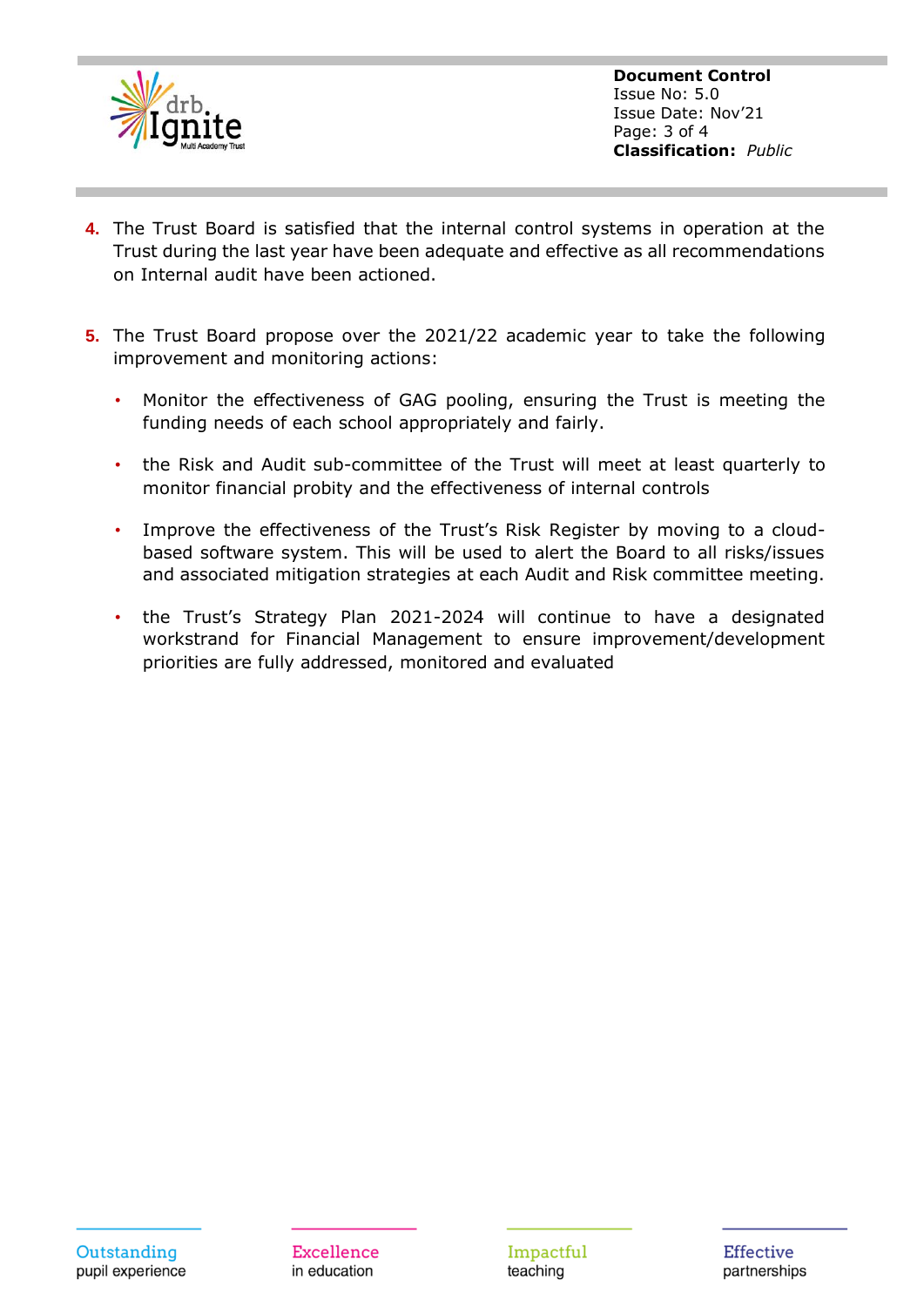4. The Trust Board is satisfied that the internal control systems in operation at the Trust during the last year have been adequate and effective as all recommendations on Internal audit have been actioned.

5. The Trust Board propose over the 2021/22 academic year to take the following improvement and monitoring actions:

   - Monitor the effectiveness of GAG pooling, ensuring the Trust is meeting the funding needs of each school appropriately and fairly.
   - the Risk and Audit sub-committee of the Trust will meet at least quarterly to monitor financial probity and the effectiveness of internal controls
   - Improve the effectiveness of the Trust's Risk Register by moving to a cloud-based software system. This will be used to alert the Board to all risks/issues and associated mitigation strategies at each Audit and Risk committee meeting.
   - the Trust's Strategy Plan 2021-2024 will continue to have a designated workstrand for Financial Management to ensure improvement/development priorities are fully addressed, monitored and evaluated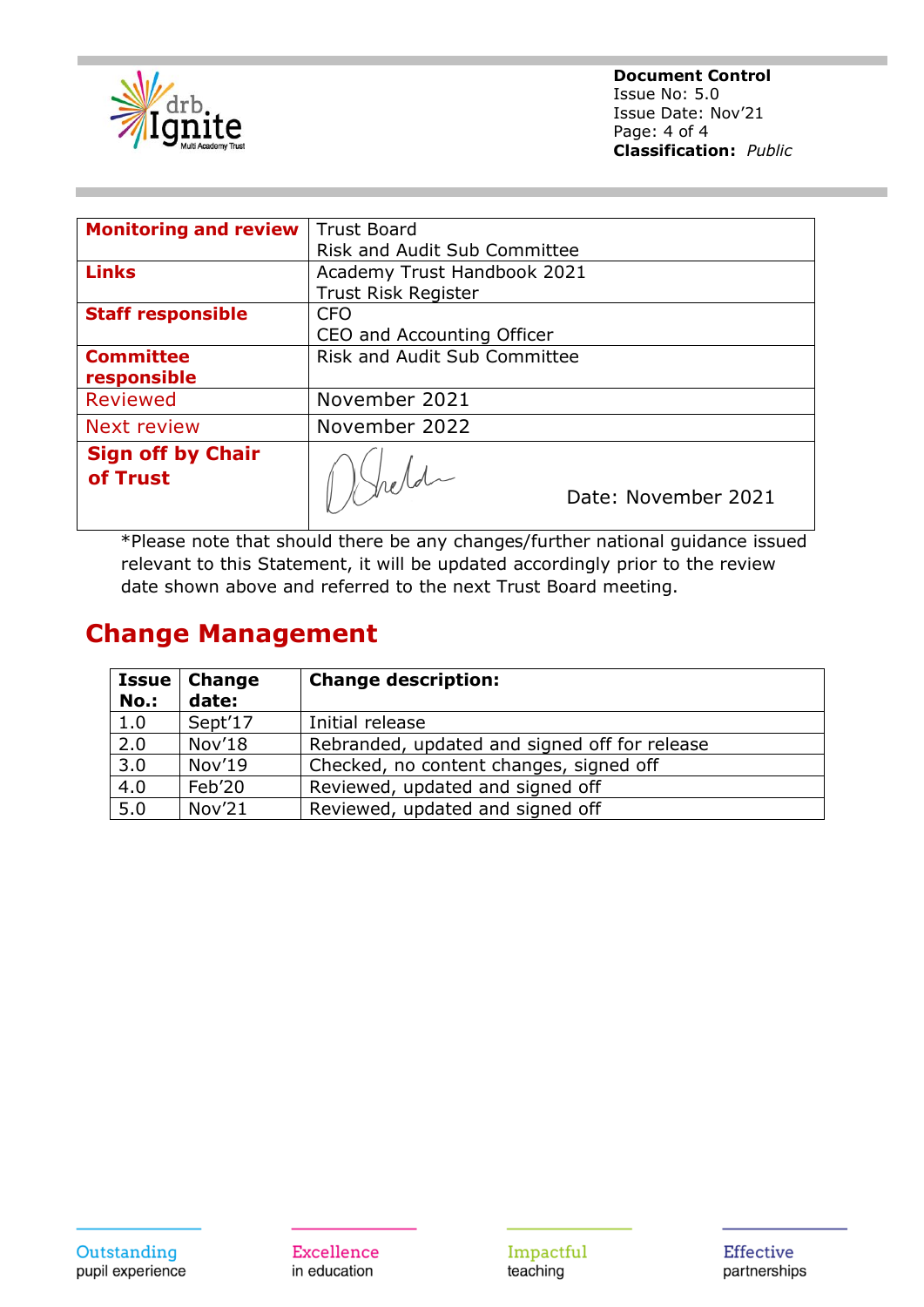| | |
|---|---|
| **Monitoring and review** | Trust Board<br>Risk and Audit Sub Committee |
| **Links** | Academy Trust Handbook 2021<br>Trust Risk Register |
| **Staff responsible** | CFO<br>CEO and Accounting Officer |
| **Committee responsible** | Risk and Audit Sub Committee |
| Reviewed | November 2021 |
| Next review | November 2022 |
| **Sign off by Chair of Trust** | Date: November 2021 |

*Please note that should there be any changes/further national guidance issued relevant to this Statement, it will be updated accordingly prior to the review date shown above and referred to the next Trust Board meeting.

## Change Management

| Issue No.: | Change date: | Change description: |
|---|---|---|
| 1.0 | Sept'17 | Initial release |
| 2.0 | Nov'18 | Rebranded, updated and signed off for release |
| 3.0 | Nov'19 | Checked, no content changes, signed off |
| 4.0 | Feb'20 | Reviewed, updated and signed off |
| 5.0 | Nov'21 | Reviewed, updated and signed off |